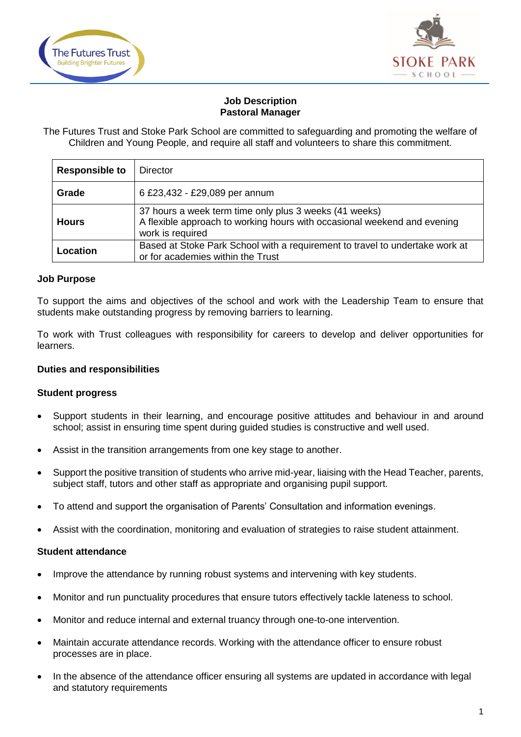# Job Description
## Pastoral Manager

The Futures Trust and Stoke Park School are committed to safeguarding and promoting the welfare of Children and Young People, and require all staff and volunteers to share this commitment.

| | |
|---|---|
| **Responsible to** | Director |
| **Grade** | 6 £23,432 - £29,089 per annum |
| **Hours** | 37 hours a week term time only plus 3 weeks (41 weeks)<br>A flexible approach to working hours with occasional weekend and evening work is required |
| **Location** | Based at Stoke Park School with a requirement to travel to undertake work at or for academies within the Trust |

### Job Purpose

To support the aims and objectives of the school and work with the Leadership Team to ensure that students make outstanding progress by removing barriers to learning.

To work with Trust colleagues with responsibility for careers to develop and deliver opportunities for learners.

### Duties and responsibilities

### Student progress

- Support students in their learning, and encourage positive attitudes and behaviour in and around school; assist in ensuring time spent during guided studies is constructive and well used.
- Assist in the transition arrangements from one key stage to another.
- Support the positive transition of students who arrive mid-year, liaising with the Head Teacher, parents, subject staff, tutors and other staff as appropriate and organising pupil support.
- To attend and support the organisation of Parents' Consultation and information evenings.
- Assist with the coordination, monitoring and evaluation of strategies to raise student attainment.

### Student attendance

- Improve the attendance by running robust systems and intervening with key students.
- Monitor and run punctuality procedures that ensure tutors effectively tackle lateness to school.
- Monitor and reduce internal and external truancy through one-to-one intervention.
- Maintain accurate attendance records. Working with the attendance officer to ensure robust processes are in place.
- In the absence of the attendance officer ensuring all systems are updated in accordance with legal and statutory requirements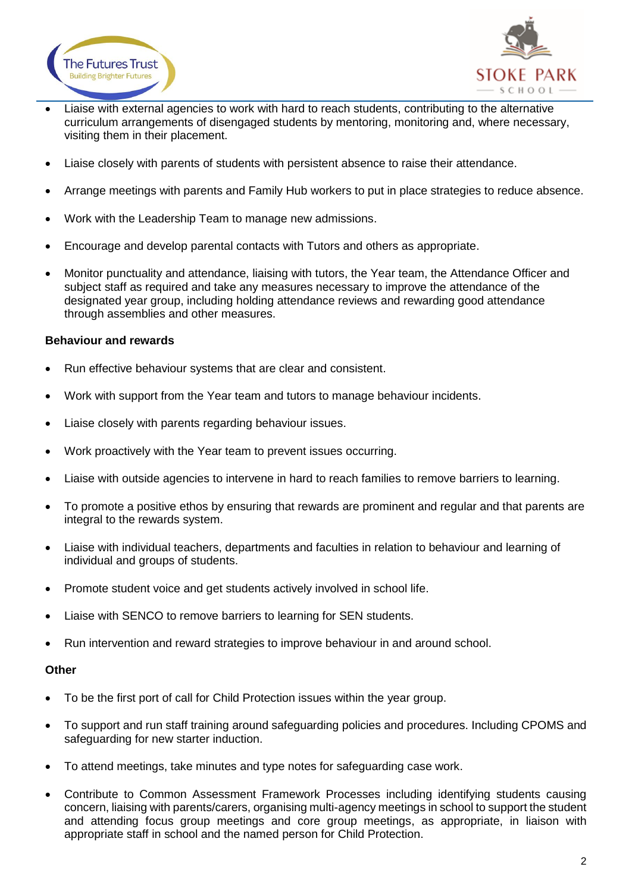- Liaise with external agencies to work with hard to reach students, contributing to the alternative curriculum arrangements of disengaged students by mentoring, monitoring and, where necessary, visiting them in their placement.
- Liaise closely with parents of students with persistent absence to raise their attendance.
- Arrange meetings with parents and Family Hub workers to put in place strategies to reduce absence.
- Work with the Leadership Team to manage new admissions.
- Encourage and develop parental contacts with Tutors and others as appropriate.
- Monitor punctuality and attendance, liaising with tutors, the Year team, the Attendance Officer and subject staff as required and take any measures necessary to improve the attendance of the designated year group, including holding attendance reviews and rewarding good attendance through assemblies and other measures.

**Behaviour and rewards**

- Run effective behaviour systems that are clear and consistent.
- Work with support from the Year team and tutors to manage behaviour incidents.
- Liaise closely with parents regarding behaviour issues.
- Work proactively with the Year team to prevent issues occurring.
- Liaise with outside agencies to intervene in hard to reach families to remove barriers to learning.
- To promote a positive ethos by ensuring that rewards are prominent and regular and that parents are integral to the rewards system.
- Liaise with individual teachers, departments and faculties in relation to behaviour and learning of individual and groups of students.
- Promote student voice and get students actively involved in school life.
- Liaise with SENCO to remove barriers to learning for SEN students.
- Run intervention and reward strategies to improve behaviour in and around school.

**Other**

- To be the first port of call for Child Protection issues within the year group.
- To support and run staff training around safeguarding policies and procedures. Including CPOMS and safeguarding for new starter induction.
- To attend meetings, take minutes and type notes for safeguarding case work.
- Contribute to Common Assessment Framework Processes including identifying students causing concern, liaising with parents/carers, organising multi-agency meetings in school to support the student and attending focus group meetings and core group meetings, as appropriate, in liaison with appropriate staff in school and the named person for Child Protection.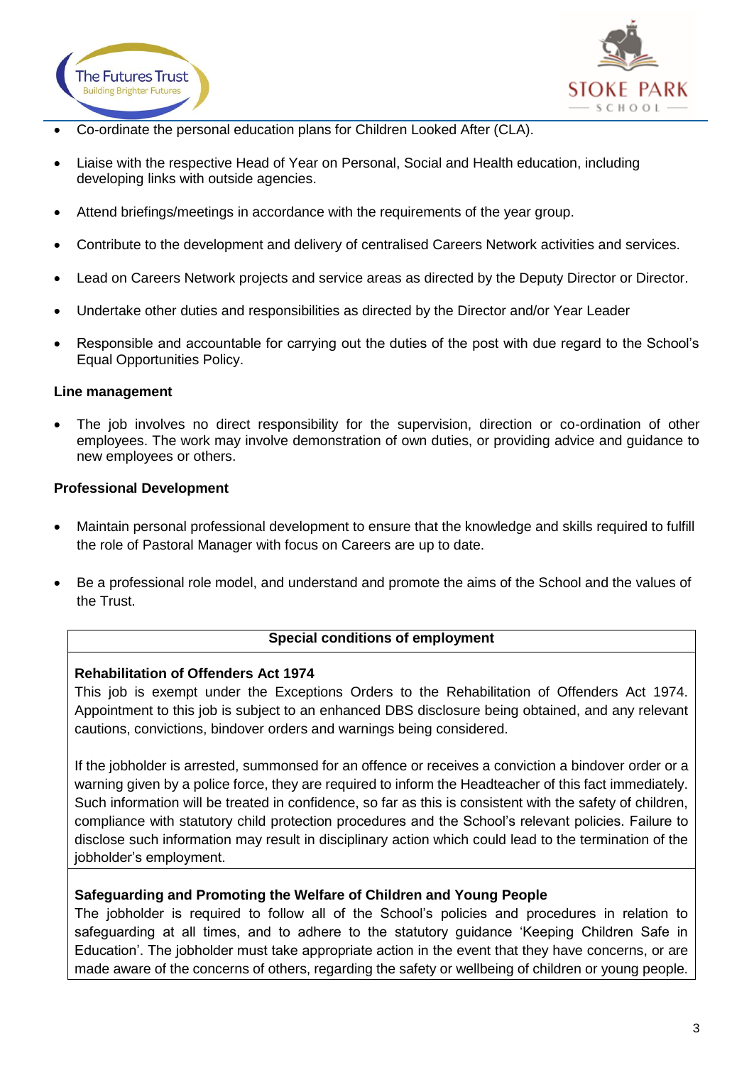- Co-ordinate the personal education plans for Children Looked After (CLA).
- Liaise with the respective Head of Year on Personal, Social and Health education, including developing links with outside agencies.
- Attend briefings/meetings in accordance with the requirements of the year group.
- Contribute to the development and delivery of centralised Careers Network activities and services.
- Lead on Careers Network projects and service areas as directed by the Deputy Director or Director.
- Undertake other duties and responsibilities as directed by the Director and/or Year Leader
- Responsible and accountable for carrying out the duties of the post with due regard to the School's Equal Opportunities Policy.

**Line management**

- The job involves no direct responsibility for the supervision, direction or co-ordination of other employees. The work may involve demonstration of own duties, or providing advice and guidance to new employees or others.

**Professional Development**

- Maintain personal professional development to ensure that the knowledge and skills required to fulfill the role of Pastoral Manager with focus on Careers are up to date.
- Be a professional role model, and understand and promote the aims of the School and the values of the Trust.

**Special conditions of employment**

**Rehabilitation of Offenders Act 1974**

This job is exempt under the Exceptions Orders to the Rehabilitation of Offenders Act 1974. Appointment to this job is subject to an enhanced DBS disclosure being obtained, and any relevant cautions, convictions, bindover orders and warnings being considered.

If the jobholder is arrested, summonsed for an offence or receives a conviction a bindover order or a warning given by a police force, they are required to inform the Headteacher of this fact immediately. Such information will be treated in confidence, so far as this is consistent with the safety of children, compliance with statutory child protection procedures and the School's relevant policies. Failure to disclose such information may result in disciplinary action which could lead to the termination of the jobholder's employment.

**Safeguarding and Promoting the Welfare of Children and Young People**

The jobholder is required to follow all of the School's policies and procedures in relation to safeguarding at all times, and to adhere to the statutory guidance 'Keeping Children Safe in Education'. The jobholder must take appropriate action in the event that they have concerns, or are made aware of the concerns of others, regarding the safety or wellbeing of children or young people.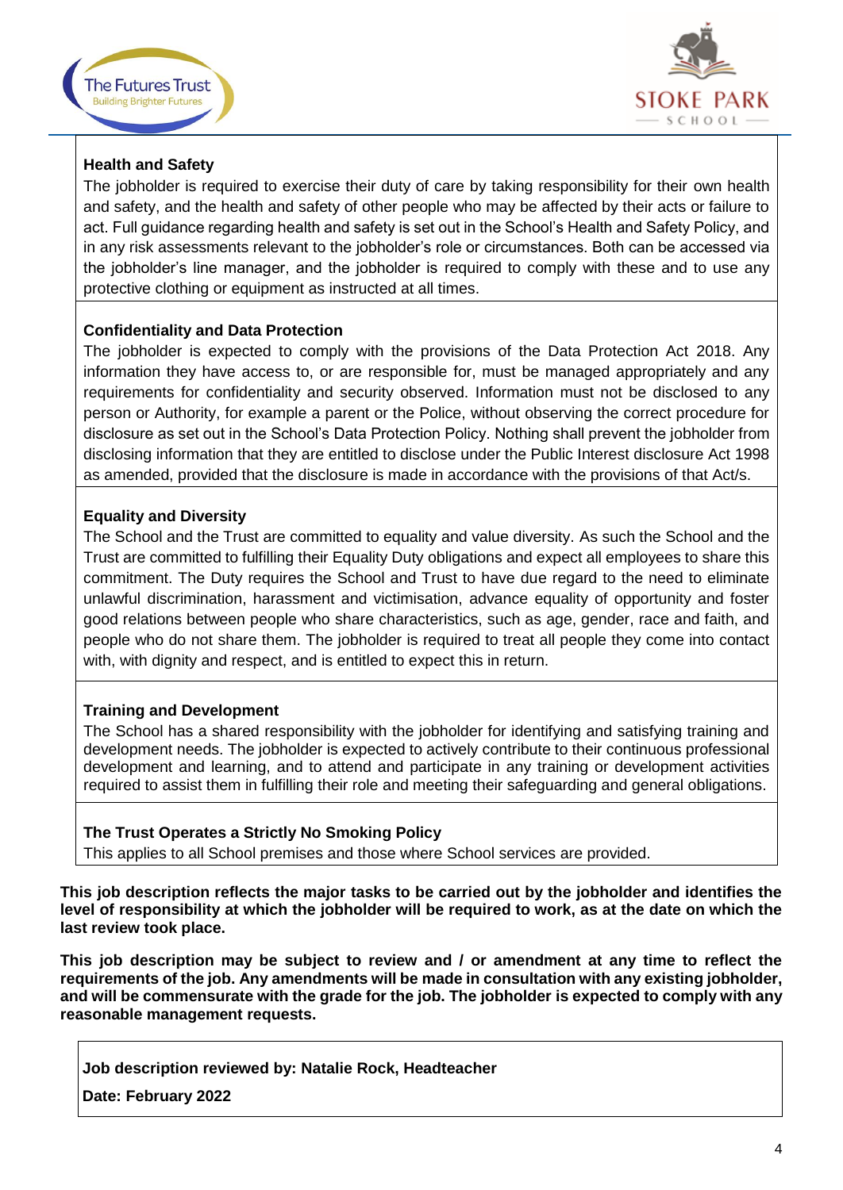**Health and Safety**

The jobholder is required to exercise their duty of care by taking responsibility for their own health and safety, and the health and safety of other people who may be affected by their acts or failure to act. Full guidance regarding health and safety is set out in the School's Health and Safety Policy, and in any risk assessments relevant to the jobholder's role or circumstances. Both can be accessed via the jobholder's line manager, and the jobholder is required to comply with these and to use any protective clothing or equipment as instructed at all times.

**Confidentiality and Data Protection**

The jobholder is expected to comply with the provisions of the Data Protection Act 2018. Any information they have access to, or are responsible for, must be managed appropriately and any requirements for confidentiality and security observed. Information must not be disclosed to any person or Authority, for example a parent or the Police, without observing the correct procedure for disclosure as set out in the School's Data Protection Policy. Nothing shall prevent the jobholder from disclosing information that they are entitled to disclose under the Public Interest disclosure Act 1998 as amended, provided that the disclosure is made in accordance with the provisions of that Act/s.

**Equality and Diversity**

The School and the Trust are committed to equality and value diversity. As such the School and the Trust are committed to fulfilling their Equality Duty obligations and expect all employees to share this commitment. The Duty requires the School and Trust to have due regard to the need to eliminate unlawful discrimination, harassment and victimisation, advance equality of opportunity and foster good relations between people who share characteristics, such as age, gender, race and faith, and people who do not share them. The jobholder is required to treat all people they come into contact with, with dignity and respect, and is entitled to expect this in return.

**Training and Development**

The School has a shared responsibility with the jobholder for identifying and satisfying training and development needs. The jobholder is expected to actively contribute to their continuous professional development and learning, and to attend and participate in any training or development activities required to assist them in fulfilling their role and meeting their safeguarding and general obligations.

**The Trust Operates a Strictly No Smoking Policy**

This applies to all School premises and those where School services are provided.

**This job description reflects the major tasks to be carried out by the jobholder and identifies the level of responsibility at which the jobholder will be required to work, as at the date on which the last review took place.**

**This job description may be subject to review and / or amendment at any time to reflect the requirements of the job. Any amendments will be made in consultation with any existing jobholder, and will be commensurate with the grade for the job. The jobholder is expected to comply with any reasonable management requests.**

**Job description reviewed by: Natalie Rock, Headteacher**

**Date: February 2022**